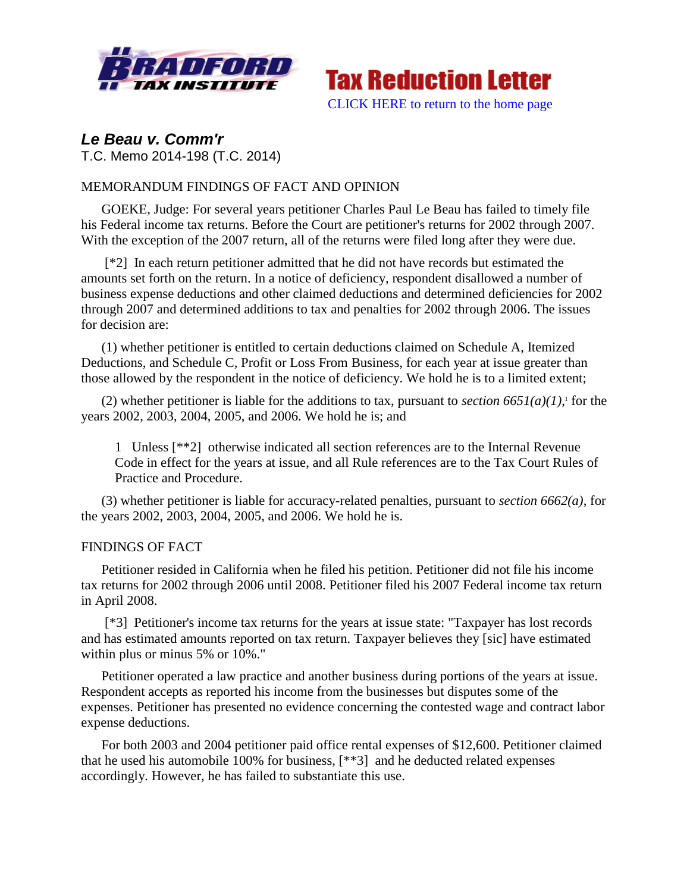Tax Reduction Letter

CLICK HERE to return to the home page

***Le Beau v. Comm'r***

T.C. Memo 2014-198 (T.C. 2014)

MEMORANDUM FINDINGS OF FACT AND OPINION

GOEKE, Judge: For several years petitioner Charles Paul Le Beau has failed to timely file his Federal income tax returns. Before the Court are petitioner's returns for 2002 through 2007. With the exception of the 2007 return, all of the returns were filed long after they were due.

[*2] In each return petitioner admitted that he did not have records but estimated the amounts set forth on the return. In a notice of deficiency, respondent disallowed a number of business expense deductions and other claimed deductions and determined deficiencies for 2002 through 2007 and determined additions to tax and penalties for 2002 through 2006. The issues for decision are:

(1) whether petitioner is entitled to certain deductions claimed on Schedule A, Itemized Deductions, and Schedule C, Profit or Loss From Business, for each year at issue greater than those allowed by the respondent in the notice of deficiency. We hold he is to a limited extent;

(2) whether petitioner is liable for the additions to tax, pursuant to *section 6651(a)(1)*,[1] for the years 2002, 2003, 2004, 2005, and 2006. We hold he is; and

> 1 Unless [**2] otherwise indicated all section references are to the Internal Revenue Code in effect for the years at issue, and all Rule references are to the Tax Court Rules of Practice and Procedure.

(3) whether petitioner is liable for accuracy-related penalties, pursuant to *section 6662(a)*, for the years 2002, 2003, 2004, 2005, and 2006. We hold he is.

FINDINGS OF FACT

Petitioner resided in California when he filed his petition. Petitioner did not file his income tax returns for 2002 through 2006 until 2008. Petitioner filed his 2007 Federal income tax return in April 2008.

[*3] Petitioner's income tax returns for the years at issue state: "Taxpayer has lost records and has estimated amounts reported on tax return. Taxpayer believes they [sic] have estimated within plus or minus 5% or 10%."

Petitioner operated a law practice and another business during portions of the years at issue. Respondent accepts as reported his income from the businesses but disputes some of the expenses. Petitioner has presented no evidence concerning the contested wage and contract labor expense deductions.

For both 2003 and 2004 petitioner paid office rental expenses of $12,600. Petitioner claimed that he used his automobile 100% for business, [**3] and he deducted related expenses accordingly. However, he has failed to substantiate this use.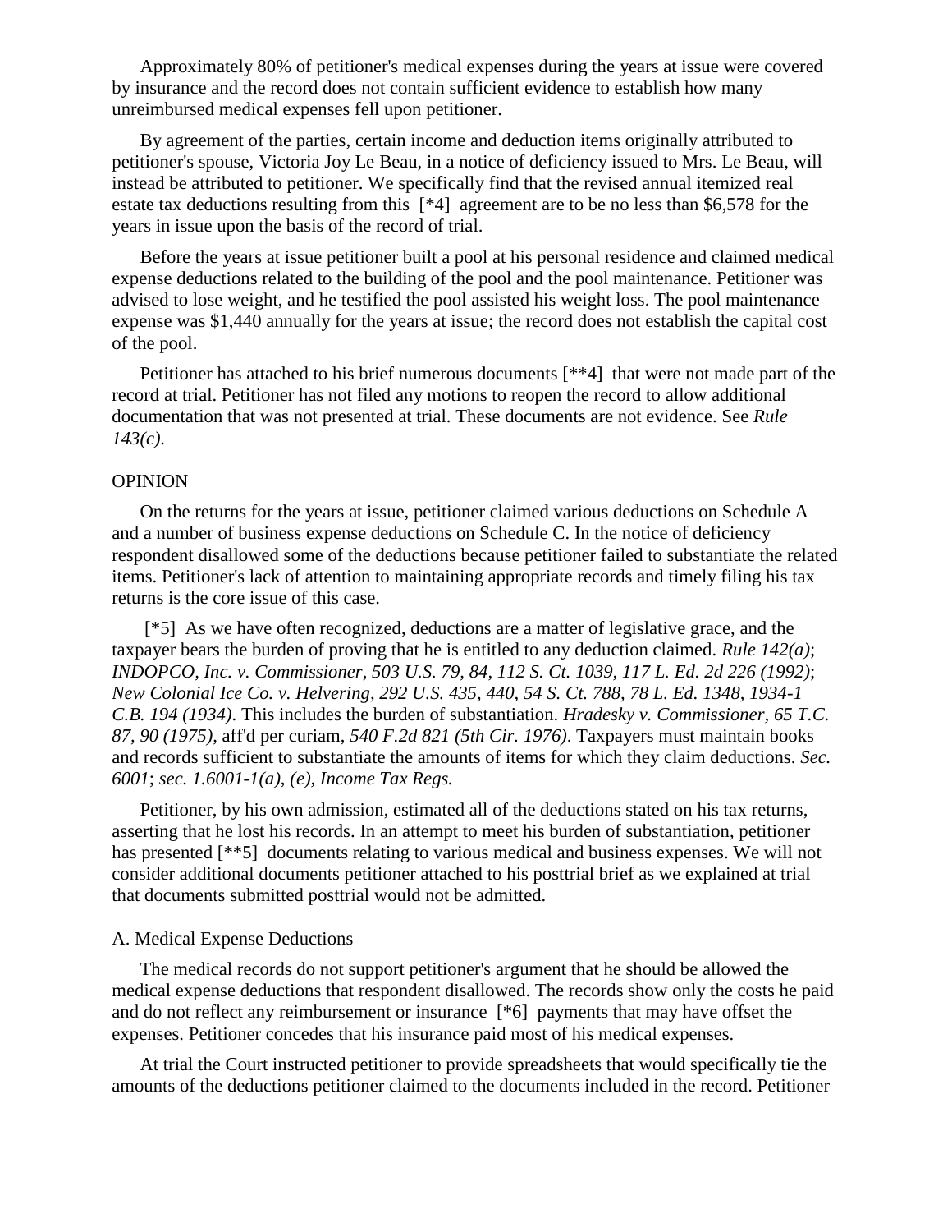Approximately 80% of petitioner's medical expenses during the years at issue were covered by insurance and the record does not contain sufficient evidence to establish how many unreimbursed medical expenses fell upon petitioner.

By agreement of the parties, certain income and deduction items originally attributed to petitioner's spouse, Victoria Joy Le Beau, in a notice of deficiency issued to Mrs. Le Beau, will instead be attributed to petitioner. We specifically find that the revised annual itemized real estate tax deductions resulting from this [*4] agreement are to be no less than $6,578 for the years in issue upon the basis of the record of trial.

Before the years at issue petitioner built a pool at his personal residence and claimed medical expense deductions related to the building of the pool and the pool maintenance. Petitioner was advised to lose weight, and he testified the pool assisted his weight loss. The pool maintenance expense was $1,440 annually for the years at issue; the record does not establish the capital cost of the pool.

Petitioner has attached to his brief numerous documents [**4] that were not made part of the record at trial. Petitioner has not filed any motions to reopen the record to allow additional documentation that was not presented at trial. These documents are not evidence. See *Rule 143(c)*.

OPINION

On the returns for the years at issue, petitioner claimed various deductions on Schedule A and a number of business expense deductions on Schedule C. In the notice of deficiency respondent disallowed some of the deductions because petitioner failed to substantiate the related items. Petitioner's lack of attention to maintaining appropriate records and timely filing his tax returns is the core issue of this case.

[*5] As we have often recognized, deductions are a matter of legislative grace, and the taxpayer bears the burden of proving that he is entitled to any deduction claimed. *Rule 142(a)*; *INDOPCO, Inc. v. Commissioner, 503 U.S. 79, 84, 112 S. Ct. 1039, 117 L. Ed. 2d 226 (1992)*; *New Colonial Ice Co. v. Helvering, 292 U.S. 435, 440, 54 S. Ct. 788, 78 L. Ed. 1348, 1934-1 C.B. 194 (1934)*. This includes the burden of substantiation. *Hradesky v. Commissioner, 65 T.C. 87, 90 (1975)*, aff'd per curiam, *540 F.2d 821 (5th Cir. 1976)*. Taxpayers must maintain books and records sufficient to substantiate the amounts of items for which they claim deductions. *Sec. 6001*; *sec. 1.6001-1(a), (e), Income Tax Regs.*

Petitioner, by his own admission, estimated all of the deductions stated on his tax returns, asserting that he lost his records. In an attempt to meet his burden of substantiation, petitioner has presented [**5] documents relating to various medical and business expenses. We will not consider additional documents petitioner attached to his posttrial brief as we explained at trial that documents submitted posttrial would not be admitted.

A. Medical Expense Deductions

The medical records do not support petitioner's argument that he should be allowed the medical expense deductions that respondent disallowed. The records show only the costs he paid and do not reflect any reimbursement or insurance [*6] payments that may have offset the expenses. Petitioner concedes that his insurance paid most of his medical expenses.

At trial the Court instructed petitioner to provide spreadsheets that would specifically tie the amounts of the deductions petitioner claimed to the documents included in the record. Petitioner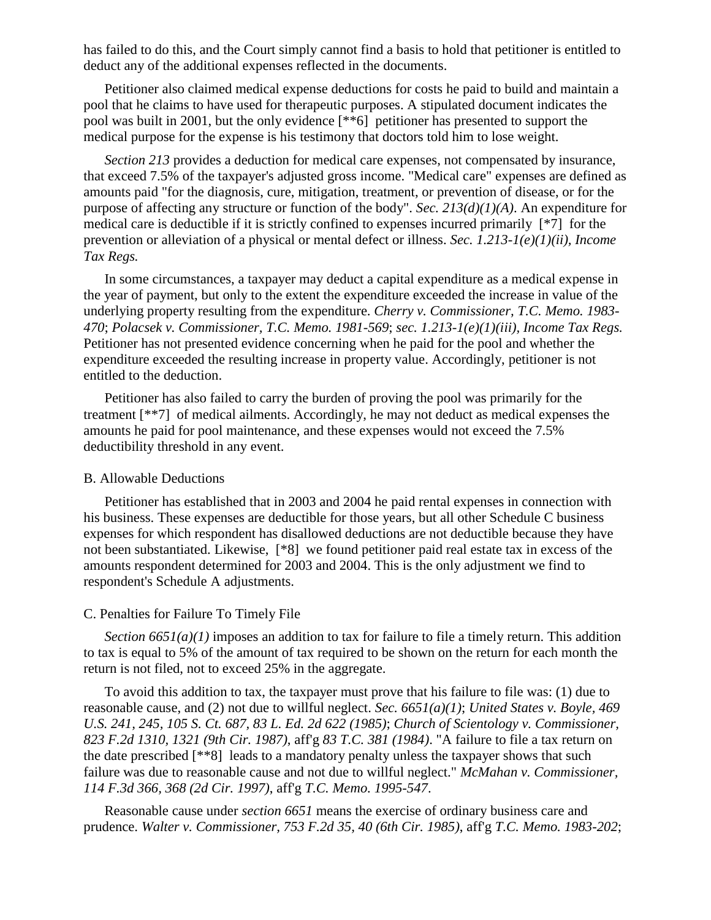has failed to do this, and the Court simply cannot find a basis to hold that petitioner is entitled to deduct any of the additional expenses reflected in the documents.

Petitioner also claimed medical expense deductions for costs he paid to build and maintain a pool that he claims to have used for therapeutic purposes. A stipulated document indicates the pool was built in 2001, but the only evidence [**6] petitioner has presented to support the medical purpose for the expense is his testimony that doctors told him to lose weight.

*Section 213* provides a deduction for medical care expenses, not compensated by insurance, that exceed 7.5% of the taxpayer's adjusted gross income. "Medical care" expenses are defined as amounts paid "for the diagnosis, cure, mitigation, treatment, or prevention of disease, or for the purpose of affecting any structure or function of the body". *Sec. 213(d)(1)(A)*. An expenditure for medical care is deductible if it is strictly confined to expenses incurred primarily [*7] for the prevention or alleviation of a physical or mental defect or illness. *Sec. 1.213-1(e)(1)(ii), Income Tax Regs.*

In some circumstances, a taxpayer may deduct a capital expenditure as a medical expense in the year of payment, but only to the extent the expenditure exceeded the increase in value of the underlying property resulting from the expenditure. *Cherry v. Commissioner, T.C. Memo. 1983-470*; *Polacsek v. Commissioner, T.C. Memo. 1981-569*; *sec. 1.213-1(e)(1)(iii), Income Tax Regs.* Petitioner has not presented evidence concerning when he paid for the pool and whether the expenditure exceeded the resulting increase in property value. Accordingly, petitioner is not entitled to the deduction.

Petitioner has also failed to carry the burden of proving the pool was primarily for the treatment [**7] of medical ailments. Accordingly, he may not deduct as medical expenses the amounts he paid for pool maintenance, and these expenses would not exceed the 7.5% deductibility threshold in any event.

B. Allowable Deductions

Petitioner has established that in 2003 and 2004 he paid rental expenses in connection with his business. These expenses are deductible for those years, but all other Schedule C business expenses for which respondent has disallowed deductions are not deductible because they have not been substantiated. Likewise, [*8] we found petitioner paid real estate tax in excess of the amounts respondent determined for 2003 and 2004. This is the only adjustment we find to respondent's Schedule A adjustments.

C. Penalties for Failure To Timely File

*Section 6651(a)(1)* imposes an addition to tax for failure to file a timely return. This addition to tax is equal to 5% of the amount of tax required to be shown on the return for each month the return is not filed, not to exceed 25% in the aggregate.

To avoid this addition to tax, the taxpayer must prove that his failure to file was: (1) due to reasonable cause, and (2) not due to willful neglect. *Sec. 6651(a)(1)*; *United States v. Boyle, 469 U.S. 241, 245, 105 S. Ct. 687, 83 L. Ed. 2d 622 (1985)*; *Church of Scientology v. Commissioner, 823 F.2d 1310, 1321 (9th Cir. 1987)*, aff'g *83 T.C. 381 (1984)*. "A failure to file a tax return on the date prescribed [**8] leads to a mandatory penalty unless the taxpayer shows that such failure was due to reasonable cause and not due to willful neglect." *McMahan v. Commissioner, 114 F.3d 366, 368 (2d Cir. 1997)*, aff'g *T.C. Memo. 1995-547*.

Reasonable cause under *section 6651* means the exercise of ordinary business care and prudence. *Walter v. Commissioner, 753 F.2d 35, 40 (6th Cir. 1985)*, aff'g *T.C. Memo. 1983-202*;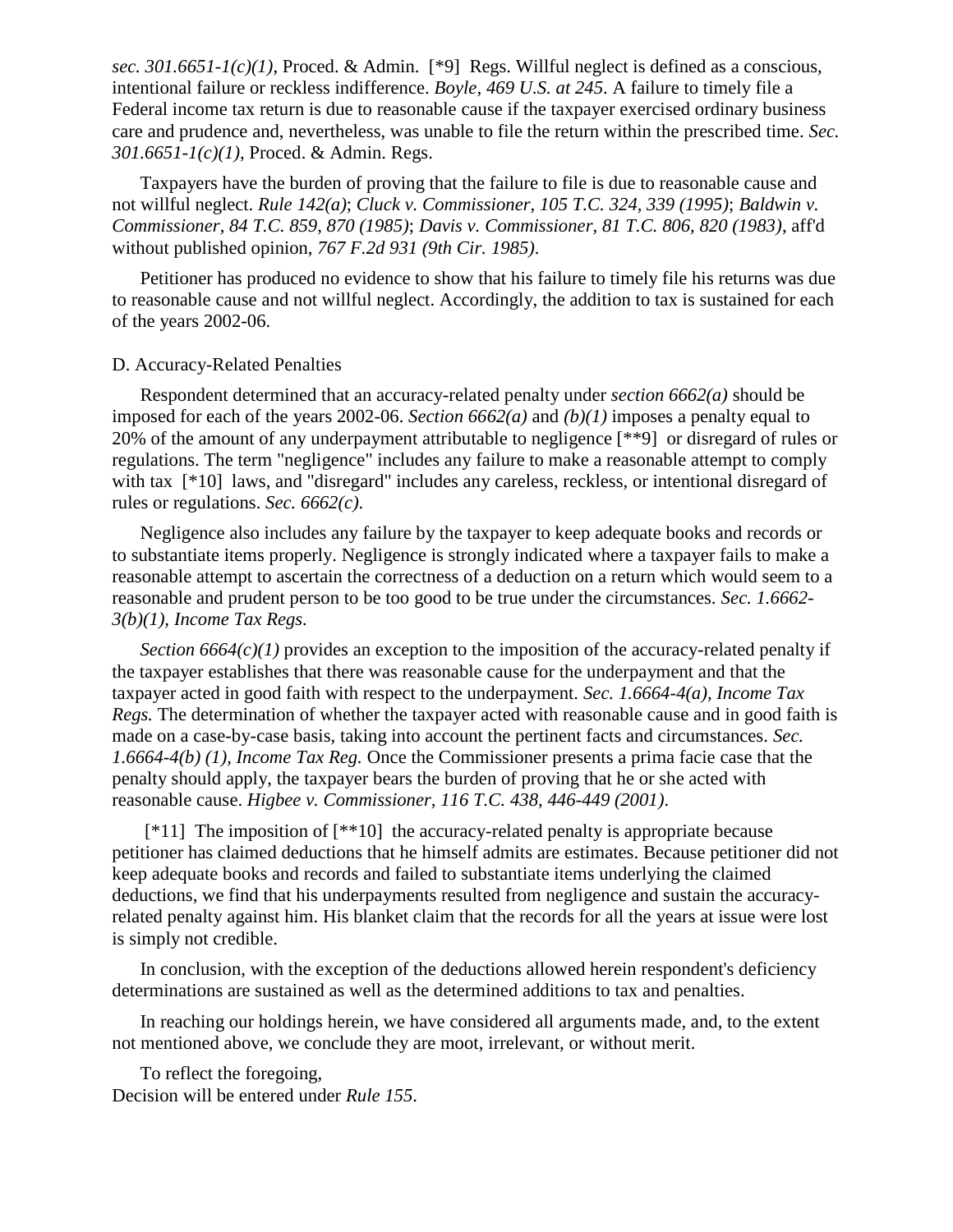*sec. 301.6651-1(c)(1)*, Proced. & Admin. [*9] Regs. Willful neglect is defined as a conscious, intentional failure or reckless indifference. *Boyle, 469 U.S. at 245*. A failure to timely file a Federal income tax return is due to reasonable cause if the taxpayer exercised ordinary business care and prudence and, nevertheless, was unable to file the return within the prescribed time. *Sec. 301.6651-1(c)(1)*, Proced. & Admin. Regs.

Taxpayers have the burden of proving that the failure to file is due to reasonable cause and not willful neglect. *Rule 142(a)*; *Cluck v. Commissioner, 105 T.C. 324, 339 (1995)*; *Baldwin v. Commissioner, 84 T.C. 859, 870 (1985)*; *Davis v. Commissioner, 81 T.C. 806, 820 (1983)*, aff'd without published opinion, *767 F.2d 931 (9th Cir. 1985)*.

Petitioner has produced no evidence to show that his failure to timely file his returns was due to reasonable cause and not willful neglect. Accordingly, the addition to tax is sustained for each of the years 2002-06.

D. Accuracy-Related Penalties

Respondent determined that an accuracy-related penalty under *section 6662(a)* should be imposed for each of the years 2002-06. *Section 6662(a)* and *(b)(1)* imposes a penalty equal to 20% of the amount of any underpayment attributable to negligence [**9] or disregard of rules or regulations. The term "negligence" includes any failure to make a reasonable attempt to comply with tax [*10] laws, and "disregard" includes any careless, reckless, or intentional disregard of rules or regulations. *Sec. 6662(c)*.

Negligence also includes any failure by the taxpayer to keep adequate books and records or to substantiate items properly. Negligence is strongly indicated where a taxpayer fails to make a reasonable attempt to ascertain the correctness of a deduction on a return which would seem to a reasonable and prudent person to be too good to be true under the circumstances. *Sec. 1.6662-3(b)(1), Income Tax Regs.*

*Section 6664(c)(1)* provides an exception to the imposition of the accuracy-related penalty if the taxpayer establishes that there was reasonable cause for the underpayment and that the taxpayer acted in good faith with respect to the underpayment. *Sec. 1.6664-4(a), Income Tax Regs.* The determination of whether the taxpayer acted with reasonable cause and in good faith is made on a case-by-case basis, taking into account the pertinent facts and circumstances. *Sec. 1.6664-4(b) (1), Income Tax Reg.* Once the Commissioner presents a prima facie case that the penalty should apply, the taxpayer bears the burden of proving that he or she acted with reasonable cause. *Higbee v. Commissioner, 116 T.C. 438, 446-449 (2001)*.

[*11] The imposition of [**10] the accuracy-related penalty is appropriate because petitioner has claimed deductions that he himself admits are estimates. Because petitioner did not keep adequate books and records and failed to substantiate items underlying the claimed deductions, we find that his underpayments resulted from negligence and sustain the accuracy-related penalty against him. His blanket claim that the records for all the years at issue were lost is simply not credible.

In conclusion, with the exception of the deductions allowed herein respondent's deficiency determinations are sustained as well as the determined additions to tax and penalties.

In reaching our holdings herein, we have considered all arguments made, and, to the extent not mentioned above, we conclude they are moot, irrelevant, or without merit.

To reflect the foregoing,
Decision will be entered under *Rule 155*.